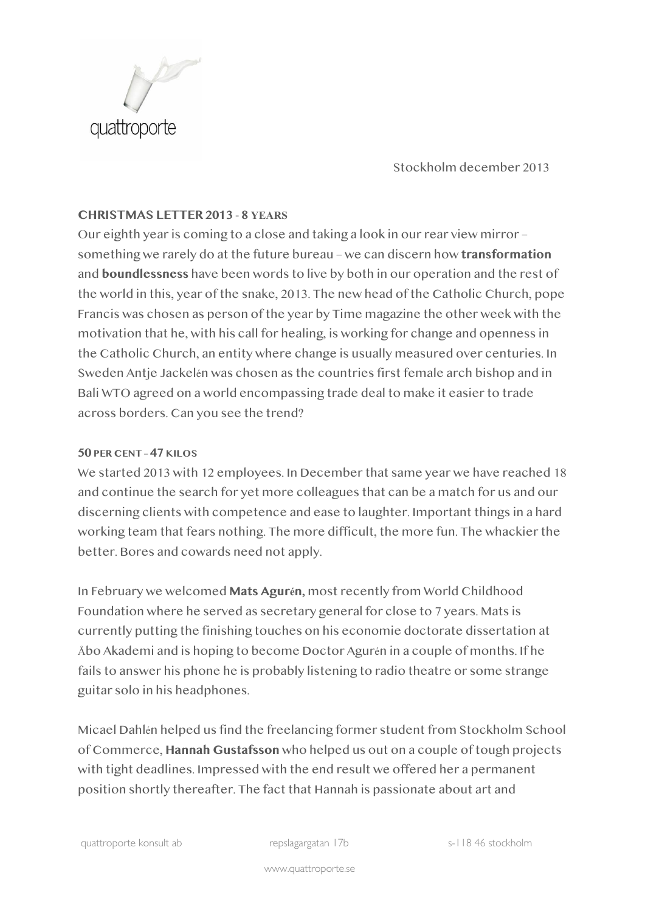quattroporte

Stockholm december 2013

## CHRISTMAS LETTER 2013 - 8 YEARS

Our eighth year is coming to a close and taking a look in our rear view mirror – something we rarely do at the future bureau – we can discern how **transformation** and **boundlessness** have been words to live by both in our operation and the rest of the world in this, year of the snake, 2013. The new head of the Catholic Church, pope Francis was chosen as person of the year by Time magazine the other week with the motivation that he, with his call for healing, is working for change and openness in the Catholic Church, an entity where change is usually measured over centuries. In Sweden Antje Jackelén was chosen as the countries first female arch bishop and in Bali WTO agreed on a world encompassing trade deal to make it easier to trade across borders. Can you see the trend?

## 50 PER CENT - 47 KILOS

We started 2013 with 12 employees. In December that same year we have reached 18 and continue the search for yet more colleagues that can be a match for us and our discerning clients with competence and ease to laughter. Important things in a hard working team that fears nothing. The more difficult, the more fun. The whackier the better. Bores and cowards need not apply.

In February we welcomed **Mats Agurén,** most recently from World Childhood Foundation where he served as secretary general for close to 7 years. Mats is currently putting the finishing touches on his economie doctorate dissertation at Åbo Akademi and is hoping to become Doctor Agurén in a couple of months. If he fails to answer his phone he is probably listening to radio theatre or some strange guitar solo in his headphones.

Micael Dahlén helped us find the freelancing former student from Stockholm School of Commerce, **Hannah Gustafsson** who helped us out on a couple of tough projects with tight deadlines. Impressed with the end result we offered her a permanent position shortly thereafter. The fact that Hannah is passionate about art and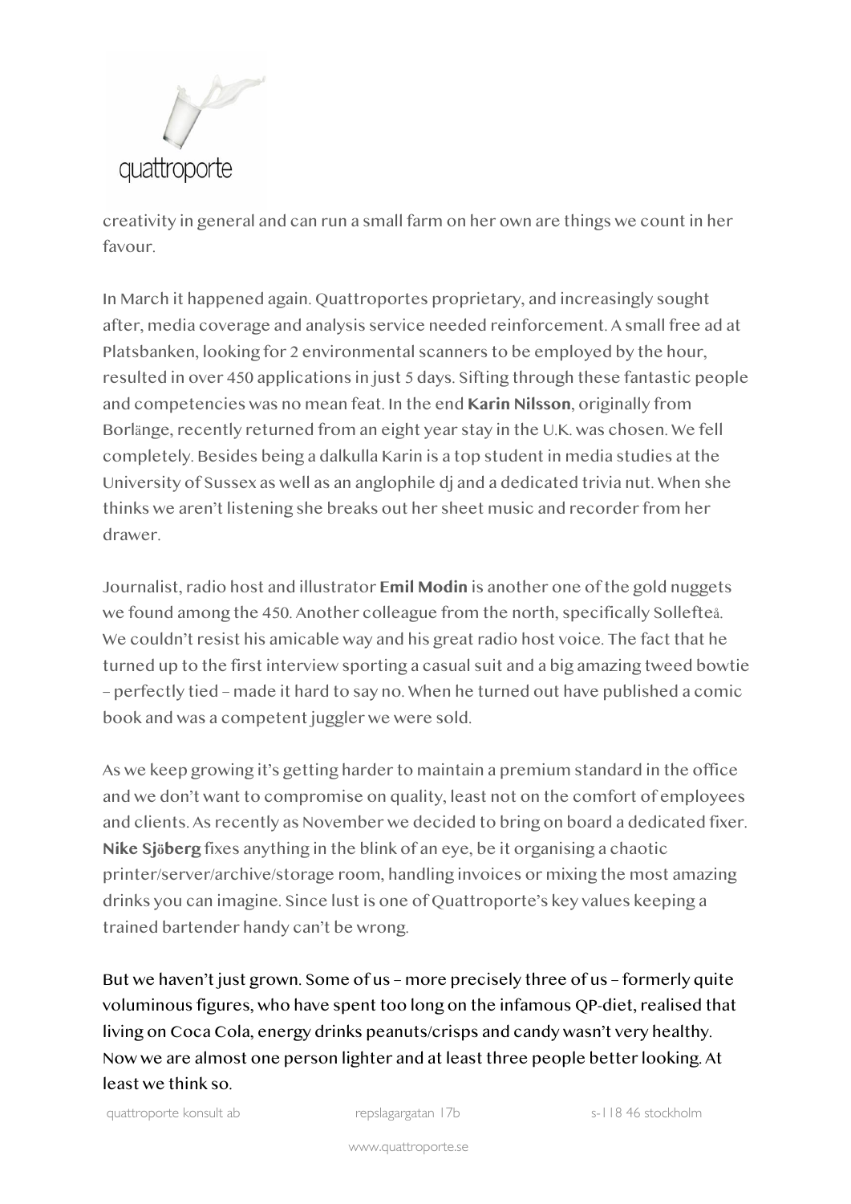creativity in general and can run a small farm on her own are things we count in her favour.

In March it happened again. Quattroportes proprietary, and increasingly sought after, media coverage and analysis service needed reinforcement. A small free ad at Platsbanken, looking for 2 environmental scanners to be employed by the hour, resulted in over 450 applications in just 5 days. Sifting through these fantastic people and competencies was no mean feat. In the end **Karin Nilsson**, originally from Borlänge, recently returned from an eight year stay in the U.K. was chosen. We fell completely. Besides being a dalkulla Karin is a top student in media studies at the University of Sussex as well as an anglophile dj and a dedicated trivia nut. When she thinks we aren't listening she breaks out her sheet music and recorder from her drawer.

Journalist, radio host and illustrator **Emil Modin** is another one of the gold nuggets we found among the 450. Another colleague from the north, specifically Sollefteå. We couldn't resist his amicable way and his great radio host voice. The fact that he turned up to the first interview sporting a casual suit and a big amazing tweed bowtie – perfectly tied – made it hard to say no. When he turned out have published a comic book and was a competent juggler we were sold.

As we keep growing it's getting harder to maintain a premium standard in the office and we don't want to compromise on quality, least not on the comfort of employees and clients. As recently as November we decided to bring on board a dedicated fixer. **Nike Sjöberg** fixes anything in the blink of an eye, be it organising a chaotic printer/server/archive/storage room, handling invoices or mixing the most amazing drinks you can imagine. Since lust is one of Quattroporte's key values keeping a trained bartender handy can't be wrong.

But we haven't just grown. Some of us – more precisely three of us – formerly quite voluminous figures, who have spent too long on the infamous QP-diet, realised that living on Coca Cola, energy drinks peanuts/crisps and candy wasn't very healthy. Now we are almost one person lighter and at least three people better looking. At least we think so.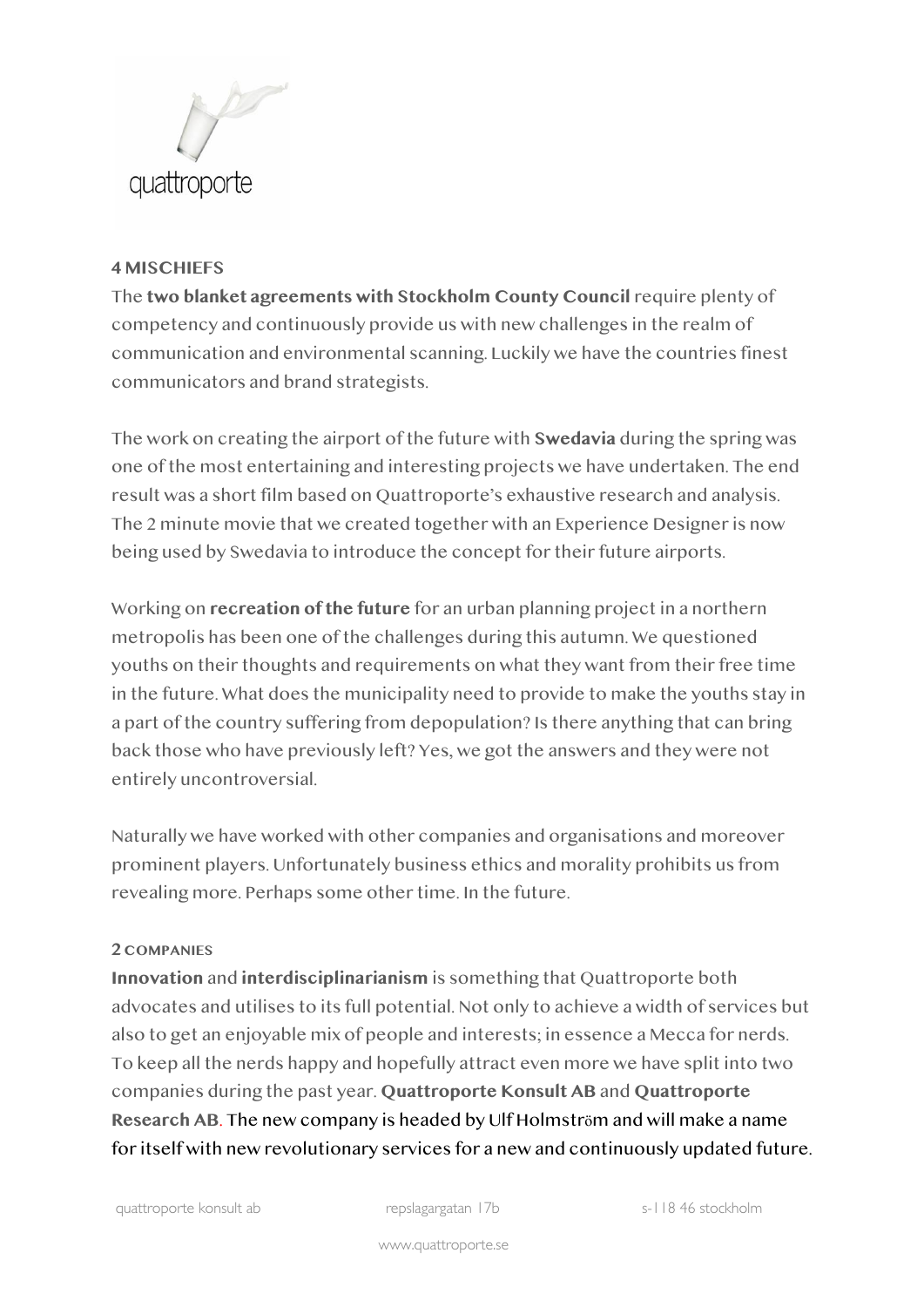### 4 MISCHIEFS

The **two blanket agreements with Stockholm County Council** require plenty of competency and continuously provide us with new challenges in the realm of communication and environmental scanning. Luckily we have the countries finest communicators and brand strategists.

The work on creating the airport of the future with **Swedavia** during the spring was one of the most entertaining and interesting projects we have undertaken. The end result was a short film based on Quattroporte's exhaustive research and analysis. The 2 minute movie that we created together with an Experience Designer is now being used by Swedavia to introduce the concept for their future airports.

Working on **recreation of the future** for an urban planning project in a northern metropolis has been one of the challenges during this autumn. We questioned youths on their thoughts and requirements on what they want from their free time in the future. What does the municipality need to provide to make the youths stay in a part of the country suffering from depopulation? Is there anything that can bring back those who have previously left? Yes, we got the answers and they were not entirely uncontroversial.

Naturally we have worked with other companies and organisations and moreover prominent players. Unfortunately business ethics and morality prohibits us from revealing more. Perhaps some other time. In the future.

### 2 COMPANIES

**Innovation** and **interdisciplinarianism** is something that Quattroporte both advocates and utilises to its full potential. Not only to achieve a width of services but also to get an enjoyable mix of people and interests; in essence a Mecca for nerds. To keep all the nerds happy and hopefully attract even more we have split into two companies during the past year. **Quattroporte Konsult AB** and **Quattroporte Research AB**. The new company is headed by Ulf Holmström and will make a name for itself with new revolutionary services for a new and continuously updated future.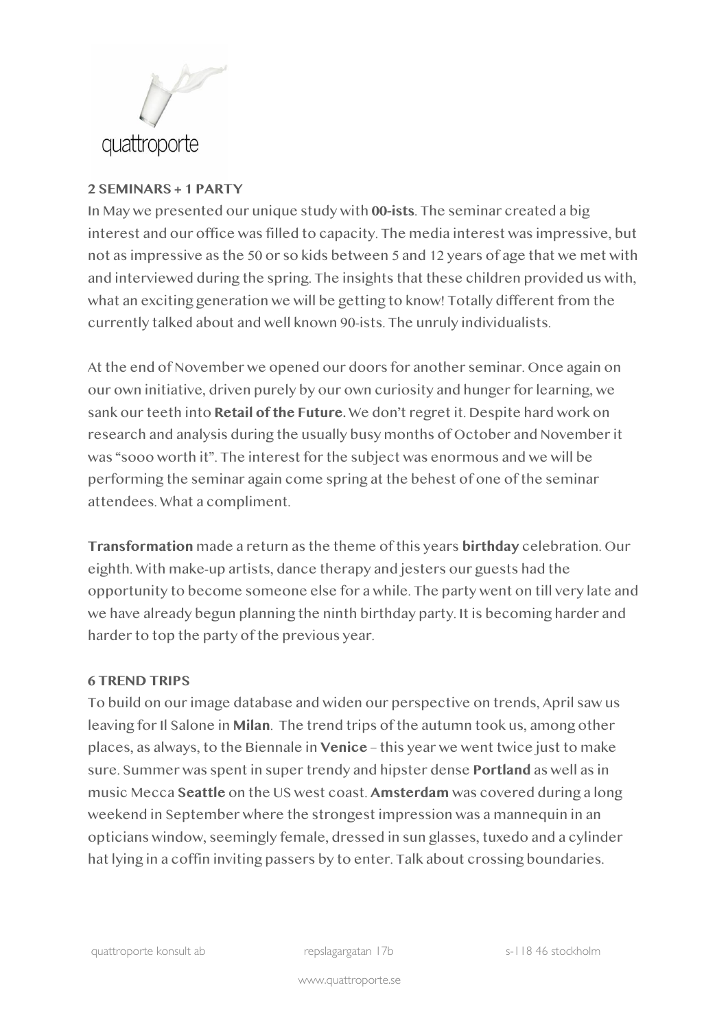quattroporte

**2 SEMINARS + 1 PARTY**

In May we presented our unique study with **00-ists**. The seminar created a big interest and our office was filled to capacity. The media interest was impressive, but not as impressive as the 50 or so kids between 5 and 12 years of age that we met with and interviewed during the spring. The insights that these children provided us with, what an exciting generation we will be getting to know! Totally different from the currently talked about and well known 90-ists. The unruly individualists.

At the end of November we opened our doors for another seminar. Once again on our own initiative, driven purely by our own curiosity and hunger for learning, we sank our teeth into **Retail of the Future.** We don't regret it. Despite hard work on research and analysis during the usually busy months of October and November it was "sooo worth it". The interest for the subject was enormous and we will be performing the seminar again come spring at the behest of one of the seminar attendees. What a compliment.

**Transformation** made a return as the theme of this years **birthday** celebration. Our eighth. With make-up artists, dance therapy and jesters our guests had the opportunity to become someone else for a while. The party went on till very late and we have already begun planning the ninth birthday party. It is becoming harder and harder to top the party of the previous year.

**6 TREND TRIPS**

To build on our image database and widen our perspective on trends, April saw us leaving for Il Salone in **Milan**. The trend trips of the autumn took us, among other places, as always, to the Biennale in **Venice** – this year we went twice just to make sure. Summer was spent in super trendy and hipster dense **Portland** as well as in music Mecca **Seattle** on the US west coast. **Amsterdam** was covered during a long weekend in September where the strongest impression was a mannequin in an opticians window, seemingly female, dressed in sun glasses, tuxedo and a cylinder hat lying in a coffin inviting passers by to enter. Talk about crossing boundaries.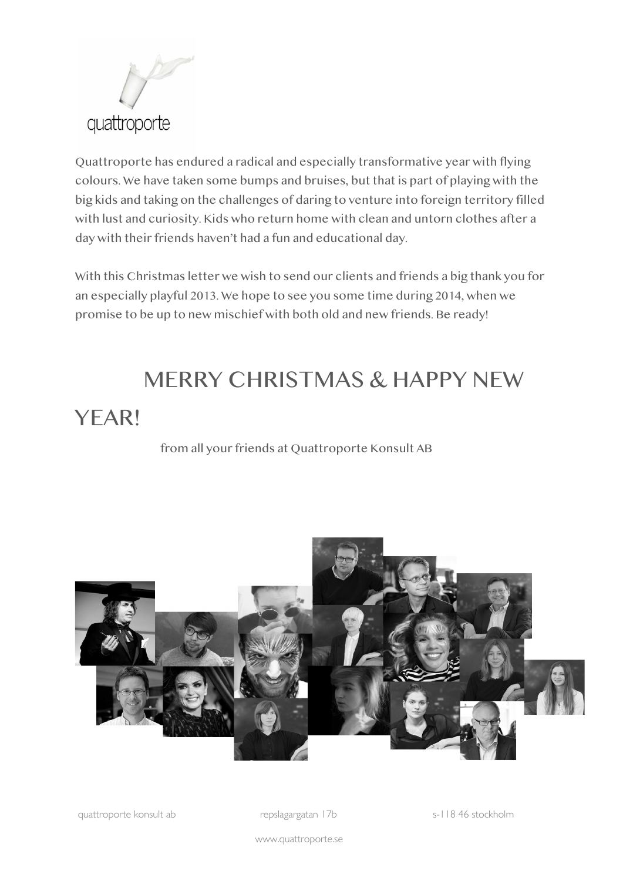quattroporte

Quattroporte has endured a radical and especially transformative year with flying colours. We have taken some bumps and bruises, but that is part of playing with the big kids and taking on the challenges of daring to venture into foreign territory filled with lust and curiosity. Kids who return home with clean and untorn clothes after a day with their friends haven't had a fun and educational day.

With this Christmas letter we wish to send our clients and friends a big thank you for an especially playful 2013. We hope to see you some time during 2014, when we promise to be up to new mischief with both old and new friends. Be ready!

# MERRY CHRISTMAS & HAPPY NEW YEAR!

from all your friends at Quattroporte Konsult AB

quattroporte konsult ab  repslagargatan 17b  s-118 46 stockholm

www.quattroporte.se